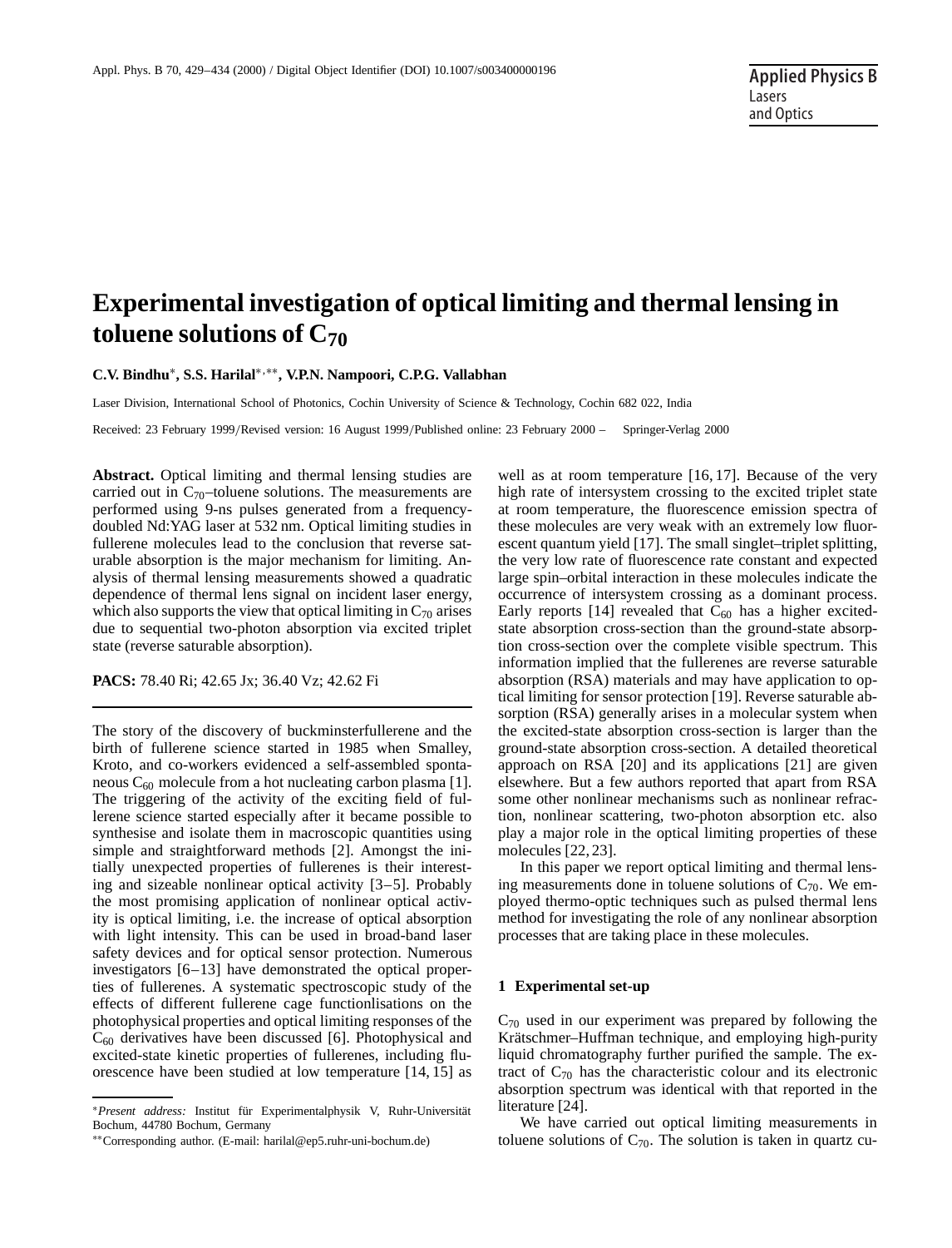# Experimental investigation of optical limiting and thermal lensing in toluene solutions of $C_{70}$

**C.V. Bindhu**[*], **S.S. Harilal**[*,**], **V.P.N. Nampoori, C.P.G. Vallabhan**

Laser Division, International School of Photonics, Cochin University of Science & Technology, Cochin 682 022, India

Received: 23 February 1999/Revised version: 16 August 1999/Published online: 23 February 2000 – Springer-Verlag 2000

**Abstract.** Optical limiting and thermal lensing studies are carried out in $C_{70}$–toluene solutions. The measurements are performed using 9-ns pulses generated from a frequency-doubled Nd:YAG laser at 532 nm. Optical limiting studies in fullerene molecules lead to the conclusion that reverse saturable absorption is the major mechanism for limiting. Analysis of thermal lensing measurements showed a quadratic dependence of thermal lens signal on incident laser energy, which also supports the view that optical limiting in $C_{70}$ arises due to sequential two-photon absorption via excited triplet state (reverse saturable absorption).

**PACS:** 78.40 Ri; 42.65 Jx; 36.40 Vz; 42.62 Fi

The story of the discovery of buckminsterfullerene and the birth of fullerene science started in 1985 when Smalley, Kroto, and co-workers evidenced a self-assembled spontaneous $C_{60}$ molecule from a hot nucleating carbon plasma [1]. The triggering of the activity of the exciting field of fullerene science started especially after it became possible to synthesise and isolate them in macroscopic quantities using simple and straightforward methods [2]. Amongst the initially unexpected properties of fullerenes is their interesting and sizeable nonlinear optical activity [3–5]. Probably the most promising application of nonlinear optical activity is optical limiting, i.e. the increase of optical absorption with light intensity. This can be used in broad-band laser safety devices and for optical sensor protection. Numerous investigators [6–13] have demonstrated the optical properties of fullerenes. A systematic spectroscopic study of the effects of different fullerene cage functionlisations on the photophysical properties and optical limiting responses of the $C_{60}$ derivatives have been discussed [6]. Photophysical and excited-state kinetic properties of fullerenes, including fluorescence have been studied at low temperature [14, 15] as well as at room temperature [16, 17]. Because of the very high rate of intersystem crossing to the excited triplet state at room temperature, the fluorescence emission spectra of these molecules are very weak with an extremely low fluorescent quantum yield [17]. The small singlet–triplet splitting, the very low rate of fluorescence rate constant and expected large spin–orbital interaction in these molecules indicate the occurrence of intersystem crossing as a dominant process. Early reports [14] revealed that $C_{60}$ has a higher excited-state absorption cross-section than the ground-state absorption cross-section over the complete visible spectrum. This information implied that the fullerenes are reverse saturable absorption (RSA) materials and may have application to optical limiting for sensor protection [19]. Reverse saturable absorption (RSA) generally arises in a molecular system when the excited-state absorption cross-section is larger than the ground-state absorption cross-section. A detailed theoretical approach on RSA [20] and its applications [21] are given elsewhere. But a few authors reported that apart from RSA some other nonlinear mechanisms such as nonlinear refraction, nonlinear scattering, two-photon absorption etc. also play a major role in the optical limiting properties of these molecules [22, 23].

In this paper we report optical limiting and thermal lensing measurements done in toluene solutions of $C_{70}$. We employed thermo-optic techniques such as pulsed thermal lens method for investigating the role of any nonlinear absorption processes that are taking place in these molecules.

## 1 Experimental set-up

$C_{70}$ used in our experiment was prepared by following the Krätschmer–Huffman technique, and employing high-purity liquid chromatography further purified the sample. The extract of $C_{70}$ has the characteristic colour and its electronic absorption spectrum was identical with that reported in the literature [24].

We have carried out optical limiting measurements in toluene solutions of $C_{70}$. The solution is taken in quartz cu-

---

[*] *Present address:* Institut für Experimentalphysik V, Ruhr-Universität Bochum, 44780 Bochum, Germany

[**] Corresponding author. (E-mail: harilal@ep5.ruhr-uni-bochum.de)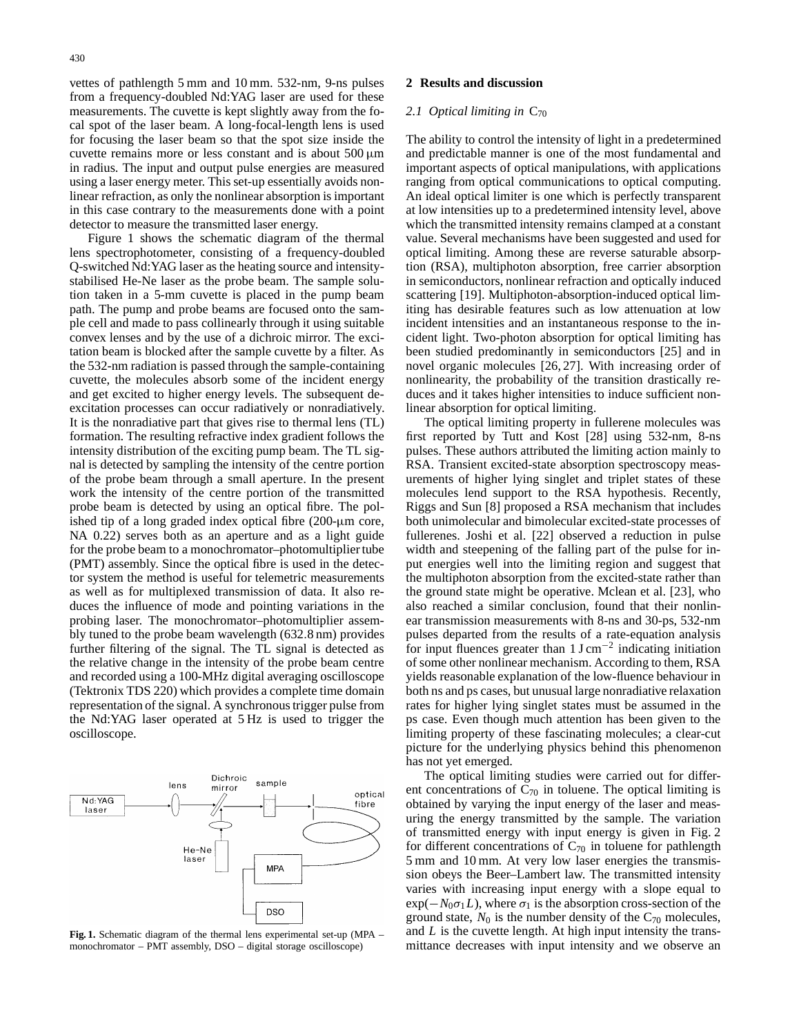vettes of pathlength 5 mm and 10 mm. 532-nm, 9-ns pulses from a frequency-doubled Nd:YAG laser are used for these measurements. The cuvette is kept slightly away from the focal spot of the laser beam. A long-focal-length lens is used for focusing the laser beam so that the spot size inside the cuvette remains more or less constant and is about 500 μm in radius. The input and output pulse energies are measured using a laser energy meter. This set-up essentially avoids nonlinear refraction, as only the nonlinear absorption is important in this case contrary to the measurements done with a point detector to measure the transmitted laser energy.

Figure 1 shows the schematic diagram of the thermal lens spectrophotometer, consisting of a frequency-doubled Q-switched Nd:YAG laser as the heating source and intensity-stabilised He-Ne laser as the probe beam. The sample solution taken in a 5-mm cuvette is placed in the pump beam path. The pump and probe beams are focused onto the sample cell and made to pass collinearly through it using suitable convex lenses and by the use of a dichroic mirror. The excitation beam is blocked after the sample cuvette by a filter. As the 532-nm radiation is passed through the sample-containing cuvette, the molecules absorb some of the incident energy and get excited to higher energy levels. The subsequent deexcitation processes can occur radiatively or nonradiatively. It is the nonradiative part that gives rise to thermal lens (TL) formation. The resulting refractive index gradient follows the intensity distribution of the exciting pump beam. The TL signal is detected by sampling the intensity of the centre portion of the probe beam through a small aperture. In the present work the intensity of the centre portion of the transmitted probe beam is detected by using an optical fibre. The polished tip of a long graded index optical fibre (200-μm core, NA 0.22) serves both as an aperture and as a light guide for the probe beam to a monochromator–photomultiplier tube (PMT) assembly. Since the optical fibre is used in the detector system the method is useful for telemetric measurements as well as for multiplexed transmission of data. It also reduces the influence of mode and pointing variations in the probing laser. The monochromator–photomultiplier assembly tuned to the probe beam wavelength (632.8 nm) provides further filtering of the signal. The TL signal is detected as the relative change in the intensity of the probe beam centre and recorded using a 100-MHz digital averaging oscilloscope (Tektronix TDS 220) which provides a complete time domain representation of the signal. A synchronous trigger pulse from the Nd:YAG laser operated at 5 Hz is used to trigger the oscilloscope.

**Fig. 1.** Schematic diagram of the thermal lens experimental set-up (MPA – monochromator – PMT assembly, DSO – digital storage oscilloscope)

## 2 Results and discussion

### *2.1 Optical limiting in* $C_{70}$

The ability to control the intensity of light in a predetermined and predictable manner is one of the most fundamental and important aspects of optical manipulations, with applications ranging from optical communications to optical computing. An ideal optical limiter is one which is perfectly transparent at low intensities up to a predetermined intensity level, above which the transmitted intensity remains clamped at a constant value. Several mechanisms have been suggested and used for optical limiting. Among these are reverse saturable absorption (RSA), multiphoton absorption, free carrier absorption in semiconductors, nonlinear refraction and optically induced scattering [19]. Multiphoton-absorption-induced optical limiting has desirable features such as low attenuation at low incident intensities and an instantaneous response to the incident light. Two-photon absorption for optical limiting has been studied predominantly in semiconductors [25] and in novel organic molecules [26, 27]. With increasing order of nonlinearity, the probability of the transition drastically reduces and it takes higher intensities to induce sufficient nonlinear absorption for optical limiting.

The optical limiting property in fullerene molecules was first reported by Tutt and Kost [28] using 532-nm, 8-ns pulses. These authors attributed the limiting action mainly to RSA. Transient excited-state absorption spectroscopy measurements of higher lying singlet and triplet states of these molecules lend support to the RSA hypothesis. Recently, Riggs and Sun [8] proposed a RSA mechanism that includes both unimolecular and bimolecular excited-state processes of fullerenes. Joshi et al. [22] observed a reduction in pulse width and steepening of the falling part of the pulse for input energies well into the limiting region and suggest that the multiphoton absorption from the excited-state rather than the ground state might be operative. Mclean et al. [23], who also reached a similar conclusion, found that their nonlinear transmission measurements with 8-ns and 30-ps, 532-nm pulses departed from the results of a rate-equation analysis for input fluences greater than $1\,\mathrm{J\,cm^{-2}}$ indicating initiation of some other nonlinear mechanism. According to them, RSA yields reasonable explanation of the low-fluence behaviour in both ns and ps cases, but unusual large nonradiative relaxation rates for higher lying singlet states must be assumed in the ps case. Even though much attention has been given to the limiting property of these fascinating molecules; a clear-cut picture for the underlying physics behind this phenomenon has not yet emerged.

The optical limiting studies were carried out for different concentrations of $C_{70}$ in toluene. The optical limiting is obtained by varying the input energy of the laser and measuring the energy transmitted by the sample. The variation of transmitted energy with input energy is given in Fig. 2 for different concentrations of $C_{70}$ in toluene for pathlength 5 mm and 10 mm. At very low laser energies the transmission obeys the Beer–Lambert law. The transmitted intensity varies with increasing input energy with a slope equal to $\exp(-N_0\sigma_1 L)$, where $\sigma_1$ is the absorption cross-section of the ground state, $N_0$ is the number density of the $C_{70}$ molecules, and $L$ is the cuvette length. At high input intensity the transmittance decreases with input intensity and we observe an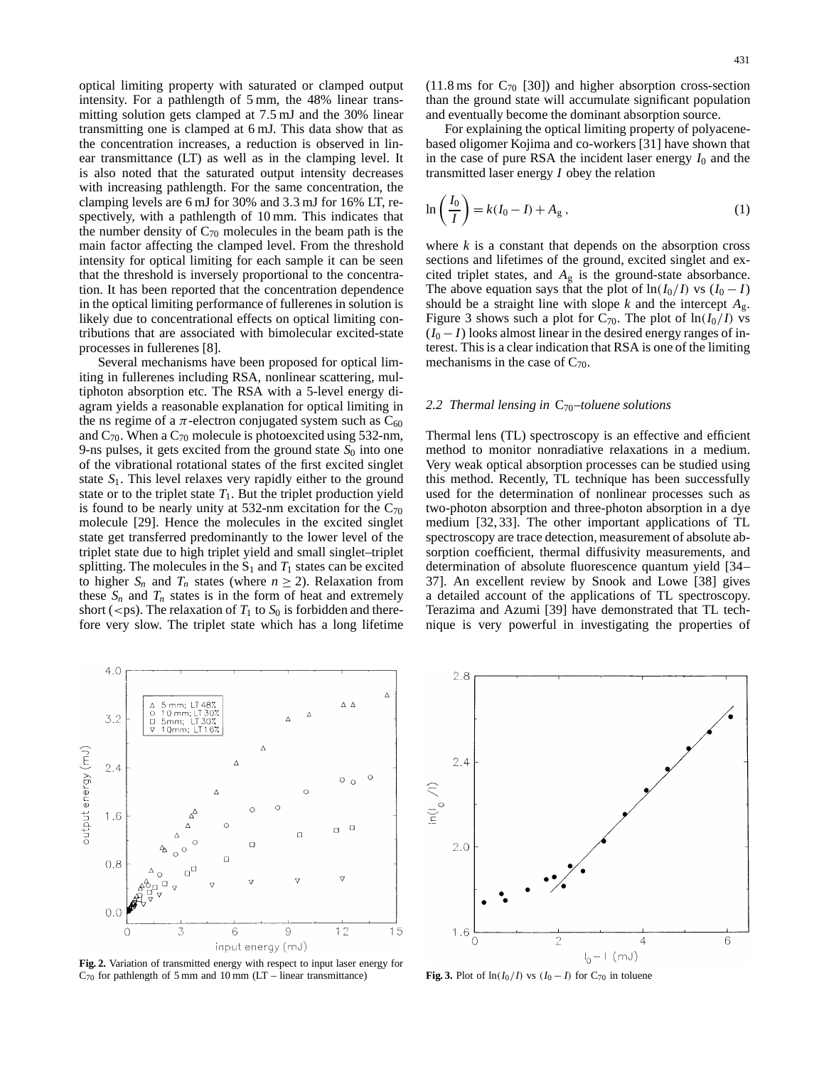optical limiting property with saturated or clamped output intensity. For a pathlength of 5 mm, the 48% linear transmitting solution gets clamped at 7.5 mJ and the 30% linear transmitting one is clamped at 6 mJ. This data show that as the concentration increases, a reduction is observed in linear transmittance (LT) as well as in the clamping level. It is also noted that the saturated output intensity decreases with increasing pathlength. For the same concentration, the clamping levels are 6 mJ for 30% and 3.3 mJ for 16% LT, respectively, with a pathlength of 10 mm. This indicates that the number density of $C_{70}$ molecules in the beam path is the main factor affecting the clamped level. From the threshold intensity for optical limiting for each sample it can be seen that the threshold is inversely proportional to the concentration. It has been reported that the concentration dependence in the optical limiting performance of fullerenes in solution is likely due to concentrational effects on optical limiting contributions that are associated with bimolecular excited-state processes in fullerenes [8].

Several mechanisms have been proposed for optical limiting in fullerenes including RSA, nonlinear scattering, multiphoton absorption etc. The RSA with a 5-level energy diagram yields a reasonable explanation for optical limiting in the ns regime of a $\pi$-electron conjugated system such as $C_{60}$ and $C_{70}$. When a $C_{70}$ molecule is photoexcited using 532-nm, 9-ns pulses, it gets excited from the ground state $S_0$ into one of the vibrational rotational states of the first excited singlet state $S_1$. This level relaxes very rapidly either to the ground state or to the triplet state $T_1$. But the triplet production yield is found to be nearly unity at 532-nm excitation for the $C_{70}$ molecule [29]. Hence the molecules in the excited singlet state get transferred predominantly to the lower level of the triplet state due to high triplet yield and small singlet–triplet splitting. The molecules in the $S_1$ and $T_1$ states can be excited to higher $S_n$ and $T_n$ states (where $n \geq 2$). Relaxation from these $S_n$ and $T_n$ states is in the form of heat and extremely short (<ps). The relaxation of $T_1$ to $S_0$ is forbidden and therefore very slow. The triplet state which has a long lifetime (11.8 ms for $C_{70}$ [30]) and higher absorption cross-section than the ground state will accumulate significant population and eventually become the dominant absorption source.

For explaining the optical limiting property of polyacene-based oligomer Kojima and co-workers [31] have shown that in the case of pure RSA the incident laser energy $I_0$ and the transmitted laser energy $I$ obey the relation

$$\ln\left(\frac{I_0}{I}\right) = k(I_0 - I) + A_g \,, \tag{1}$$

where $k$ is a constant that depends on the absorption cross sections and lifetimes of the ground, excited singlet and excited triplet states, and $A_g$ is the ground-state absorbance. The above equation says that the plot of $\ln(I_0/I)$ vs $(I_0 - I)$ should be a straight line with slope $k$ and the intercept $A_g$. Figure 3 shows such a plot for $C_{70}$. The plot of $\ln(I_0/I)$ vs $(I_0 - I)$ looks almost linear in the desired energy ranges of interest. This is a clear indication that RSA is one of the limiting mechanisms in the case of $C_{70}$.

### *2.2 Thermal lensing in* $C_{70}$*–toluene solutions*

Thermal lens (TL) spectroscopy is an effective and efficient method to monitor nonradiative relaxations in a medium. Very weak optical absorption processes can be studied using this method. Recently, TL technique has been successfully used for the determination of nonlinear processes such as two-photon absorption and three-photon absorption in a dye medium [32, 33]. The other important applications of TL spectroscopy are trace detection, measurement of absolute absorption coefficient, thermal diffusivity measurements, and determination of absolute fluorescence quantum yield [34–37]. An excellent review by Snook and Lowe [38] gives a detailed account of the applications of TL spectroscopy. Terazima and Azumi [39] have demonstrated that TL technique is very powerful in investigating the properties of

**Fig. 2.** Variation of transmitted energy with respect to input laser energy for $C_{70}$ for pathlength of 5 mm and 10 mm (LT – linear transmittance)

**Fig. 3.** Plot of $\ln(I_0/I)$ vs $(I_0 - I)$ for $C_{70}$ in toluene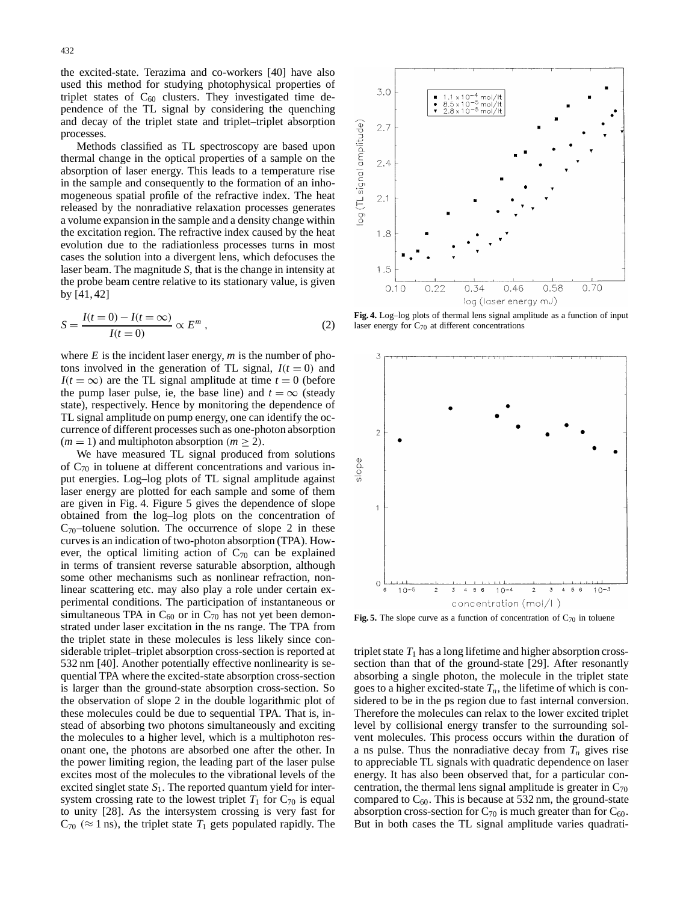the excited-state. Terazima and co-workers [40] have also used this method for studying photophysical properties of triplet states of $C_{60}$ clusters. They investigated time dependence of the TL signal by considering the quenching and decay of the triplet state and triplet–triplet absorption processes.

Methods classified as TL spectroscopy are based upon thermal change in the optical properties of a sample on the absorption of laser energy. This leads to a temperature rise in the sample and consequently to the formation of an inhomogeneous spatial profile of the refractive index. The heat released by the nonradiative relaxation processes generates a volume expansion in the sample and a density change within the excitation region. The refractive index caused by the heat evolution due to the radiationless processes turns in most cases the solution into a divergent lens, which defocuses the laser beam. The magnitude $S$, that is the change in intensity at the probe beam centre relative to its stationary value, is given by [41, 42]

$$S = \frac{I(t=0) - I(t=\infty)}{I(t=0)} \propto E^m \,, \tag{2}$$

where $E$ is the incident laser energy, $m$ is the number of photons involved in the generation of TL signal, $I(t=0)$ and $I(t=\infty)$ are the TL signal amplitude at time $t=0$ (before the pump laser pulse, ie, the base line) and $t=\infty$ (steady state), respectively. Hence by monitoring the dependence of TL signal amplitude on pump energy, one can identify the occurrence of different processes such as one-photon absorption ($m=1$) and multiphoton absorption ($m \geq 2$).

We have measured TL signal produced from solutions of $C_{70}$ in toluene at different concentrations and various input energies. Log–log plots of TL signal amplitude against laser energy are plotted for each sample and some of them are given in Fig. 4. Figure 5 gives the dependence of slope obtained from the log–log plots on the concentration of $C_{70}$–toluene solution. The occurrence of slope 2 in these curves is an indication of two-photon absorption (TPA). However, the optical limiting action of $C_{70}$ can be explained in terms of transient reverse saturable absorption, although some other mechanisms such as nonlinear refraction, nonlinear scattering etc. may also play a role under certain experimental conditions. The participation of instantaneous or simultaneous TPA in $C_{60}$ or in $C_{70}$ has not yet been demonstrated under laser excitation in the ns range. The TPA from the triplet state in these molecules is less likely since considerable triplet–triplet absorption cross-section is reported at 532 nm [40]. Another potentially effective nonlinearity is sequential TPA where the excited-state absorption cross-section is larger than the ground-state absorption cross-section. So the observation of slope 2 in the double logarithmic plot of these molecules could be due to sequential TPA. That is, instead of absorbing two photons simultaneously and exciting the molecules to a higher level, which is a multiphoton resonant one, the photons are absorbed one after the other. In the power limiting region, the leading part of the laser pulse excites most of the molecules to the vibrational levels of the excited singlet state $S_1$. The reported quantum yield for intersystem crossing rate to the lowest triplet $T_1$ for $C_{70}$ is equal to unity [28]. As the intersystem crossing is very fast for $C_{70}$ ($\approx 1$ ns), the triplet state $T_1$ gets populated rapidly. The triplet state $T_1$ has a long lifetime and higher absorption cross-section than that of the ground-state [29]. After resonantly absorbing a single photon, the molecule in the triplet state goes to a higher excited-state $T_n$, the lifetime of which is considered to be in the ps region due to fast internal conversion. Therefore the molecules can relax to the lower excited triplet level by collisional energy transfer to the surrounding solvent molecules. This process occurs within the duration of a ns pulse. Thus the nonradiative decay from $T_n$ gives rise to appreciable TL signals with quadratic dependence on laser energy. It has also been observed that, for a particular concentration, the thermal lens signal amplitude is greater in $C_{70}$ compared to $C_{60}$. This is because at 532 nm, the ground-state absorption cross-section for $C_{70}$ is much greater than for $C_{60}$. But in both cases the TL signal amplitude varies quadrati-

**Fig. 4.** Log–log plots of thermal lens signal amplitude as a function of input laser energy for $C_{70}$ at different concentrations

**Fig. 5.** The slope curve as a function of concentration of $C_{70}$ in toluene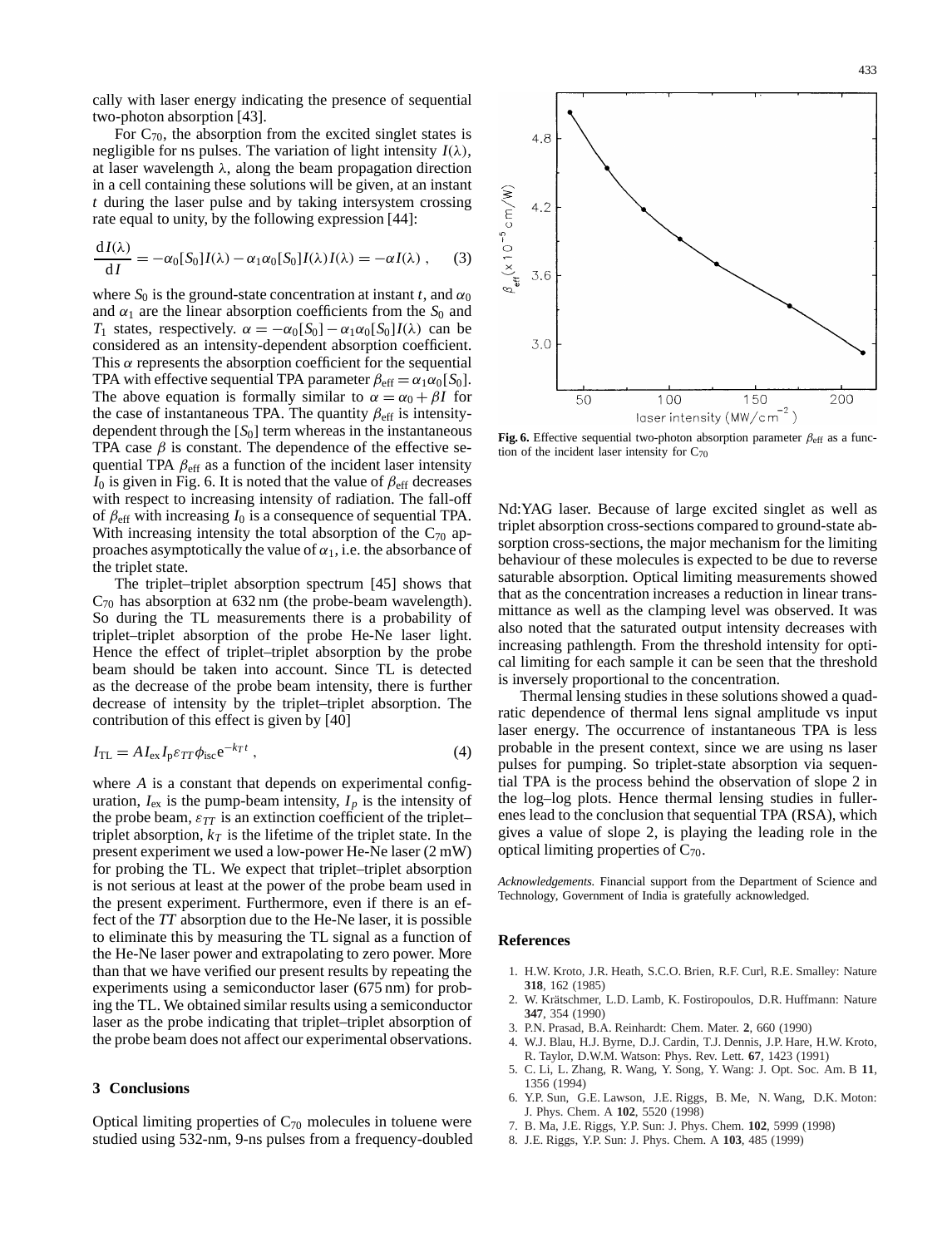cally with laser energy indicating the presence of sequential two-photon absorption [43].

For $C_{70}$, the absorption from the excited singlet states is negligible for ns pulses. The variation of light intensity $I(\lambda)$, at laser wavelength $\lambda$, along the beam propagation direction in a cell containing these solutions will be given, at an instant $t$ during the laser pulse and by taking intersystem crossing rate equal to unity, by the following expression [44]:

$$\frac{\mathrm{d}I(\lambda)}{\mathrm{d}I} = -\alpha_0[S_0]I(\lambda) - \alpha_1\alpha_0[S_0]I(\lambda)I(\lambda) = -\alpha I(\lambda)\,, \qquad (3)$$

where $S_0$ is the ground-state concentration at instant $t$, and $\alpha_0$ and $\alpha_1$ are the linear absorption coefficients from the $S_0$ and $T_1$ states, respectively. $\alpha = -\alpha_0[S_0] - \alpha_1\alpha_0[S_0]I(\lambda)$ can be considered as an intensity-dependent absorption coefficient. This $\alpha$ represents the absorption coefficient for the sequential TPA with effective sequential TPA parameter $\beta_{\text{eff}} = \alpha_1\alpha_0[S_0]$. The above equation is formally similar to $\alpha = \alpha_0 + \beta I$ for the case of instantaneous TPA. The quantity $\beta_{\text{eff}}$ is intensity-dependent through the $[S_0]$ term whereas in the instantaneous TPA case $\beta$ is constant. The dependence of the effective sequential TPA $\beta_{\text{eff}}$ as a function of the incident laser intensity $I_0$ is given in Fig. 6. It is noted that the value of $\beta_{\text{eff}}$ decreases with respect to increasing intensity of radiation. The fall-off of $\beta_{\text{eff}}$ with increasing $I_0$ is a consequence of sequential TPA. With increasing intensity the total absorption of the $C_{70}$ approaches asymptotically the value of $\alpha_1$, i.e. the absorbance of the triplet state.

The triplet–triplet absorption spectrum [45] shows that $C_{70}$ has absorption at 632 nm (the probe-beam wavelength). So during the TL measurements there is a probability of triplet–triplet absorption of the probe He-Ne laser light. Hence the effect of triplet–triplet absorption by the probe beam should be taken into account. Since TL is detected as the decrease of the probe beam intensity, there is further decrease of intensity by the triplet–triplet absorption. The contribution of this effect is given by [40]

$$I_{\text{TL}} = AI_{\text{ex}}I_{\text{p}}\varepsilon_{TT}\phi_{\text{isc}}\mathrm{e}^{-k_T t}\,, \qquad (4)$$

where $A$ is a constant that depends on experimental configuration, $I_{\text{ex}}$ is the pump-beam intensity, $I_p$ is the intensity of the probe beam, $\varepsilon_{TT}$ is an extinction coefficient of the triplet–triplet absorption, $k_T$ is the lifetime of the triplet state. In the present experiment we used a low-power He-Ne laser (2 mW) for probing the TL. We expect that triplet–triplet absorption is not serious at least at the power of the probe beam used in the present experiment. Furthermore, even if there is an effect of the $TT$ absorption due to the He-Ne laser, it is possible to eliminate this by measuring the TL signal as a function of the He-Ne laser power and extrapolating to zero power. More than that we have verified our present results by repeating the experiments using a semiconductor laser (675 nm) for probing the TL. We obtained similar results using a semiconductor laser as the probe indicating that triplet–triplet absorption of the probe beam does not affect our experimental observations.

**Fig. 6.** Effective sequential two-photon absorption parameter $\beta_{\text{eff}}$ as a function of the incident laser intensity for $C_{70}$

## 3 Conclusions

Optical limiting properties of $C_{70}$ molecules in toluene were studied using 532-nm, 9-ns pulses from a frequency-doubled Nd:YAG laser. Because of large excited singlet as well as triplet absorption cross-sections compared to ground-state absorption cross-sections, the major mechanism for the limiting behaviour of these molecules is expected to be due to reverse saturable absorption. Optical limiting measurements showed that as the concentration increases a reduction in linear transmittance as well as the clamping level was observed. It was also noted that the saturated output intensity decreases with increasing pathlength. From the threshold intensity for optical limiting for each sample it can be seen that the threshold is inversely proportional to the concentration.

Thermal lensing studies in these solutions showed a quadratic dependence of thermal lens signal amplitude vs input laser energy. The occurrence of instantaneous TPA is less probable in the present context, since we are using ns laser pulses for pumping. So triplet-state absorption via sequential TPA is the process behind the observation of slope 2 in the log–log plots. Hence thermal lensing studies in fullerenes lead to the conclusion that sequential TPA (RSA), which gives a value of slope 2, is playing the leading role in the optical limiting properties of $C_{70}$.

*Acknowledgements.* Financial support from the Department of Science and Technology, Government of India is gratefully acknowledged.

## References

1. H.W. Kroto, J.R. Heath, S.C.O. Brien, R.F. Curl, R.E. Smalley: Nature **318**, 162 (1985)
2. W. Krätschmer, L.D. Lamb, K. Fostiropoulos, D.R. Huffmann: Nature **347**, 354 (1990)
3. P.N. Prasad, B.A. Reinhardt: Chem. Mater. **2**, 660 (1990)
4. W.J. Blau, H.J. Byrne, D.J. Cardin, T.J. Dennis, J.P. Hare, H.W. Kroto, R. Taylor, D.W.M. Watson: Phys. Rev. Lett. **67**, 1423 (1991)
5. C. Li, L. Zhang, R. Wang, Y. Song, Y. Wang: J. Opt. Soc. Am. B **11**, 1356 (1994)
6. Y.P. Sun, G.E. Lawson, J.E. Riggs, B. Me, N. Wang, D.K. Moton: J. Phys. Chem. A **102**, 5520 (1998)
7. B. Ma, J.E. Riggs, Y.P. Sun: J. Phys. Chem. **102**, 5999 (1998)
8. J.E. Riggs, Y.P. Sun: J. Phys. Chem. A **103**, 485 (1999)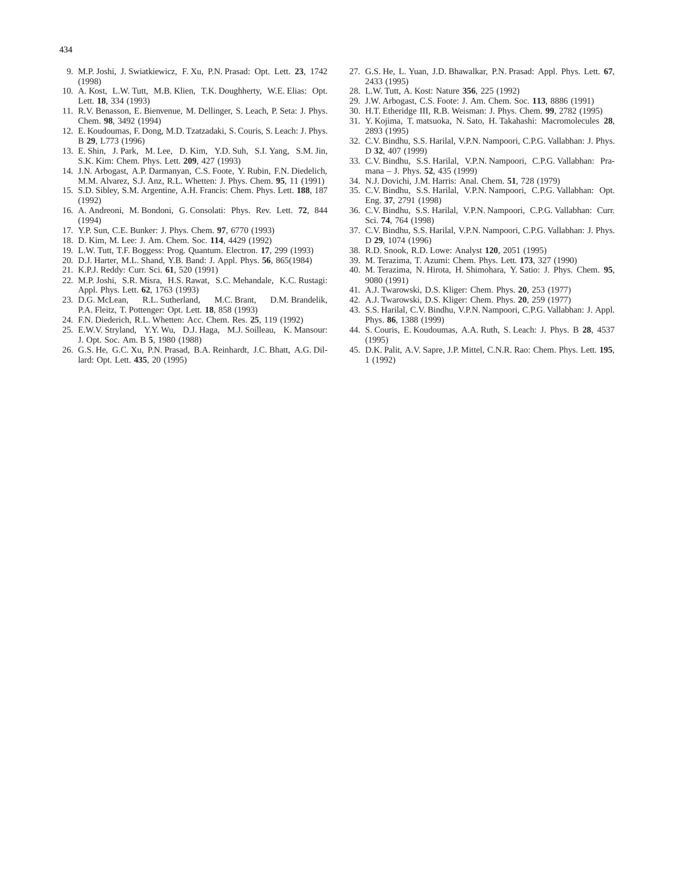9. M.P. Joshi, J. Swiatkiewicz, F. Xu, P.N. Prasad: Opt. Lett. **23**, 1742 (1998)
10. A. Kost, L.W. Tutt, M.B. Klien, T.K. Doughherty, W.E. Elias: Opt. Lett. **18**, 334 (1993)
11. R.V. Benasson, E. Bienvenue, M. Dellinger, S. Leach, P. Seta: J. Phys. Chem. **98**, 3492 (1994)
12. E. Koudoumas, F. Dong, M.D. Tzatzadaki, S. Couris, S. Leach: J. Phys. B **29**, L773 (1996)
13. E. Shin, J. Park, M. Lee, D. Kim, Y.D. Suh, S.I. Yang, S.M. Jin, S.K. Kim: Chem. Phys. Lett. **209**, 427 (1993)
14. J.N. Arbogast, A.P. Darmanyan, C.S. Foote, Y. Rubin, F.N. Diedelich, M.M. Alvarez, S.J. Anz, R.L. Whetten: J. Phys. Chem. **95**, 11 (1991)
15. S.D. Sibley, S.M. Argentine, A.H. Francis: Chem. Phys. Lett. **188**, 187 (1992)
16. A. Andreoni, M. Bondoni, G. Consolati: Phys. Rev. Lett. **72**, 844 (1994)
17. Y.P. Sun, C.E. Bunker: J. Phys. Chem. **97**, 6770 (1993)
18. D. Kim, M. Lee: J. Am. Chem. Soc. **114**, 4429 (1992)
19. L.W. Tutt, T.F. Boggess: Prog. Quantum. Electron. **17**, 299 (1993)
20. D.J. Harter, M.L. Shand, Y.B. Band: J. Appl. Phys. **56**, 865(1984)
21. K.P.J. Reddy: Curr. Sci. **61**, 520 (1991)
22. M.P. Joshi, S.R. Misra, H.S. Rawat, S.C. Mehandale, K.C. Rustagi: Appl. Phys. Lett. **62**, 1763 (1993)
23. D.G. McLean, R.L. Sutherland, M.C. Brant, D.M. Brandelik, P.A. Fleitz, T. Pottenger: Opt. Lett. **18**, 858 (1993)
24. F.N. Diederich, R.L. Whetten: Acc. Chem. Res. **25**, 119 (1992)
25. E.W.V. Stryland, Y.Y. Wu, D.J. Haga, M.J. Soilleau, K. Mansour: J. Opt. Soc. Am. B **5**, 1980 (1988)
26. G.S. He, G.C. Xu, P.N. Prasad, B.A. Reinhardt, J.C. Bhatt, A.G. Dillard: Opt. Lett. **435**, 20 (1995)
27. G.S. He, L. Yuan, J.D. Bhawalkar, P.N. Prasad: Appl. Phys. Lett. **67**, 2433 (1995)
28. L.W. Tutt, A. Kost: Nature **356**, 225 (1992)
29. J.W. Arbogast, C.S. Foote: J. Am. Chem. Soc. **113**, 8886 (1991)
30. H.T. Etheridge III, R.B. Weisman: J. Phys. Chem. **99**, 2782 (1995)
31. Y. Kojima, T. matsuoka, N. Sato, H. Takahashi: Macromolecules **28**, 2893 (1995)
32. C.V. Bindhu, S.S. Harilal, V.P.N. Nampoori, C.P.G. Vallabhan: J. Phys. D **32**, 407 (1999)
33. C.V. Bindhu, S.S. Harilal, V.P.N. Nampoori, C.P.G. Vallabhan: Pramana – J. Phys. **52**, 435 (1999)
34. N.J. Dovichi, J.M. Harris: Anal. Chem. **51**, 728 (1979)
35. C.V. Bindhu, S.S. Harilal, V.P.N. Nampoori, C.P.G. Vallabhan: Opt. Eng. **37**, 2791 (1998)
36. C.V. Bindhu, S.S. Harilal, V.P.N. Nampoori, C.P.G. Vallabhan: Curr. Sci. **74**, 764 (1998)
37. C.V. Bindhu, S.S. Harilal, V.P.N. Nampoori, C.P.G. Vallabhan: J. Phys. D **29**, 1074 (1996)
38. R.D. Snook, R.D. Lowe: Analyst **120**, 2051 (1995)
39. M. Terazima, T. Azumi: Chem. Phys. Lett. **173**, 327 (1990)
40. M. Terazima, N. Hirota, H. Shimohara, Y. Satio: J. Phys. Chem. **95**, 9080 (1991)
41. A.J. Twarowski, D.S. Kliger: Chem. Phys. **20**, 253 (1977)
42. A.J. Twarowski, D.S. Kliger: Chem. Phys. **20**, 259 (1977)
43. S.S. Harilal, C.V. Bindhu, V.P.N. Nampoori, C.P.G. Vallabhan: J. Appl. Phys. **86**, 1388 (1999)
44. S. Couris, E. Koudoumas, A.A. Ruth, S. Leach: J. Phys. B **28**, 4537 (1995)
45. D.K. Palit, A.V. Sapre, J.P. Mittel, C.N.R. Rao: Chem. Phys. Lett. **195**, 1 (1992)